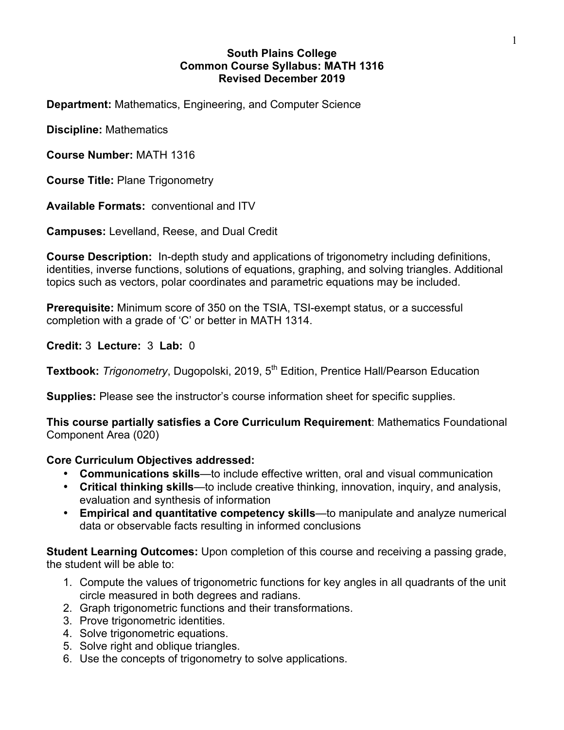**South Plains College**
**Common Course Syllabus: MATH 1316**
**Revised December 2019**

**Department:** Mathematics, Engineering, and Computer Science

**Discipline:** Mathematics

**Course Number:** MATH 1316

**Course Title:** Plane Trigonometry

**Available Formats:** conventional and ITV

**Campuses:** Levelland, Reese, and Dual Credit

**Course Description:** In-depth study and applications of trigonometry including definitions, identities, inverse functions, solutions of equations, graphing, and solving triangles. Additional topics such as vectors, polar coordinates and parametric equations may be included.

**Prerequisite:** Minimum score of 350 on the TSIA, TSI-exempt status, or a successful completion with a grade of 'C' or better in MATH 1314.

**Credit:** 3 **Lecture:** 3 **Lab:** 0

**Textbook:** *Trigonometry*, Dugopolski, 2019, 5th Edition, Prentice Hall/Pearson Education

**Supplies:** Please see the instructor's course information sheet for specific supplies.

**This course partially satisfies a Core Curriculum Requirement**: Mathematics Foundational Component Area (020)

**Core Curriculum Objectives addressed:**

- **Communications skills**—to include effective written, oral and visual communication
- **Critical thinking skills**—to include creative thinking, innovation, inquiry, and analysis, evaluation and synthesis of information
- **Empirical and quantitative competency skills**—to manipulate and analyze numerical data or observable facts resulting in informed conclusions

**Student Learning Outcomes:** Upon completion of this course and receiving a passing grade, the student will be able to:

1. Compute the values of trigonometric functions for key angles in all quadrants of the unit circle measured in both degrees and radians.
2. Graph trigonometric functions and their transformations.
3. Prove trigonometric identities.
4. Solve trigonometric equations.
5. Solve right and oblique triangles.
6. Use the concepts of trigonometry to solve applications.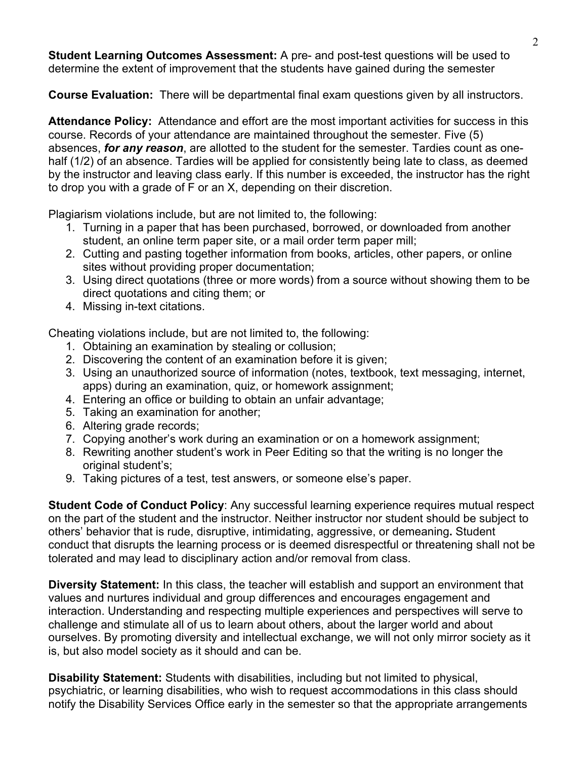**Student Learning Outcomes Assessment:** A pre- and post-test questions will be used to determine the extent of improvement that the students have gained during the semester

**Course Evaluation:** There will be departmental final exam questions given by all instructors.

**Attendance Policy:** Attendance and effort are the most important activities for success in this course. Records of your attendance are maintained throughout the semester. Five (5) absences, ***for any reason***, are allotted to the student for the semester. Tardies count as one-half (1/2) of an absence. Tardies will be applied for consistently being late to class, as deemed by the instructor and leaving class early. If this number is exceeded, the instructor has the right to drop you with a grade of F or an X, depending on their discretion.

Plagiarism violations include, but are not limited to, the following:

1. Turning in a paper that has been purchased, borrowed, or downloaded from another student, an online term paper site, or a mail order term paper mill;
2. Cutting and pasting together information from books, articles, other papers, or online sites without providing proper documentation;
3. Using direct quotations (three or more words) from a source without showing them to be direct quotations and citing them; or
4. Missing in-text citations.

Cheating violations include, but are not limited to, the following:

1. Obtaining an examination by stealing or collusion;
2. Discovering the content of an examination before it is given;
3. Using an unauthorized source of information (notes, textbook, text messaging, internet, apps) during an examination, quiz, or homework assignment;
4. Entering an office or building to obtain an unfair advantage;
5. Taking an examination for another;
6. Altering grade records;
7. Copying another's work during an examination or on a homework assignment;
8. Rewriting another student's work in Peer Editing so that the writing is no longer the original student's;
9. Taking pictures of a test, test answers, or someone else's paper.

**Student Code of Conduct Policy**: Any successful learning experience requires mutual respect on the part of the student and the instructor. Neither instructor nor student should be subject to others' behavior that is rude, disruptive, intimidating, aggressive, or demeaning**.** Student conduct that disrupts the learning process or is deemed disrespectful or threatening shall not be tolerated and may lead to disciplinary action and/or removal from class.

**Diversity Statement:** In this class, the teacher will establish and support an environment that values and nurtures individual and group differences and encourages engagement and interaction. Understanding and respecting multiple experiences and perspectives will serve to challenge and stimulate all of us to learn about others, about the larger world and about ourselves. By promoting diversity and intellectual exchange, we will not only mirror society as it is, but also model society as it should and can be.

**Disability Statement:** Students with disabilities, including but not limited to physical, psychiatric, or learning disabilities, who wish to request accommodations in this class should notify the Disability Services Office early in the semester so that the appropriate arrangements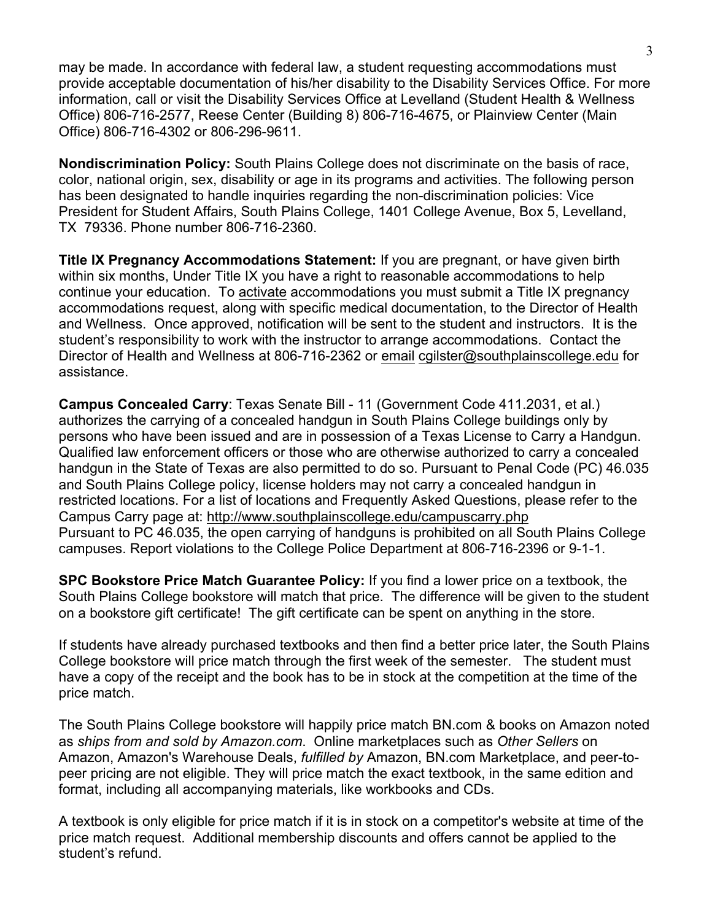may be made. In accordance with federal law, a student requesting accommodations must provide acceptable documentation of his/her disability to the Disability Services Office. For more information, call or visit the Disability Services Office at Levelland (Student Health & Wellness Office) 806-716-2577, Reese Center (Building 8) 806-716-4675, or Plainview Center (Main Office) 806-716-4302 or 806-296-9611.

**Nondiscrimination Policy:** South Plains College does not discriminate on the basis of race, color, national origin, sex, disability or age in its programs and activities. The following person has been designated to handle inquiries regarding the non-discrimination policies: Vice President for Student Affairs, South Plains College, 1401 College Avenue, Box 5, Levelland, TX 79336. Phone number 806-716-2360.

**Title IX Pregnancy Accommodations Statement:** If you are pregnant, or have given birth within six months, Under Title IX you have a right to reasonable accommodations to help continue your education. To activate accommodations you must submit a Title IX pregnancy accommodations request, along with specific medical documentation, to the Director of Health and Wellness. Once approved, notification will be sent to the student and instructors. It is the student's responsibility to work with the instructor to arrange accommodations. Contact the Director of Health and Wellness at 806-716-2362 or email cgilster@southplainscollege.edu for assistance.

**Campus Concealed Carry**: Texas Senate Bill - 11 (Government Code 411.2031, et al.) authorizes the carrying of a concealed handgun in South Plains College buildings only by persons who have been issued and are in possession of a Texas License to Carry a Handgun. Qualified law enforcement officers or those who are otherwise authorized to carry a concealed handgun in the State of Texas are also permitted to do so. Pursuant to Penal Code (PC) 46.035 and South Plains College policy, license holders may not carry a concealed handgun in restricted locations. For a list of locations and Frequently Asked Questions, please refer to the Campus Carry page at: http://www.southplainscollege.edu/campuscarry.php
Pursuant to PC 46.035, the open carrying of handguns is prohibited on all South Plains College campuses. Report violations to the College Police Department at 806-716-2396 or 9-1-1.

**SPC Bookstore Price Match Guarantee Policy:** If you find a lower price on a textbook, the South Plains College bookstore will match that price. The difference will be given to the student on a bookstore gift certificate! The gift certificate can be spent on anything in the store.

If students have already purchased textbooks and then find a better price later, the South Plains College bookstore will price match through the first week of the semester. The student must have a copy of the receipt and the book has to be in stock at the competition at the time of the price match.

The South Plains College bookstore will happily price match BN.com & books on Amazon noted as *ships from and sold by Amazon.com*. Online marketplaces such as *Other Sellers* on Amazon, Amazon's Warehouse Deals, *fulfilled by* Amazon, BN.com Marketplace, and peer-to-peer pricing are not eligible. They will price match the exact textbook, in the same edition and format, including all accompanying materials, like workbooks and CDs.

A textbook is only eligible for price match if it is in stock on a competitor's website at time of the price match request. Additional membership discounts and offers cannot be applied to the student's refund.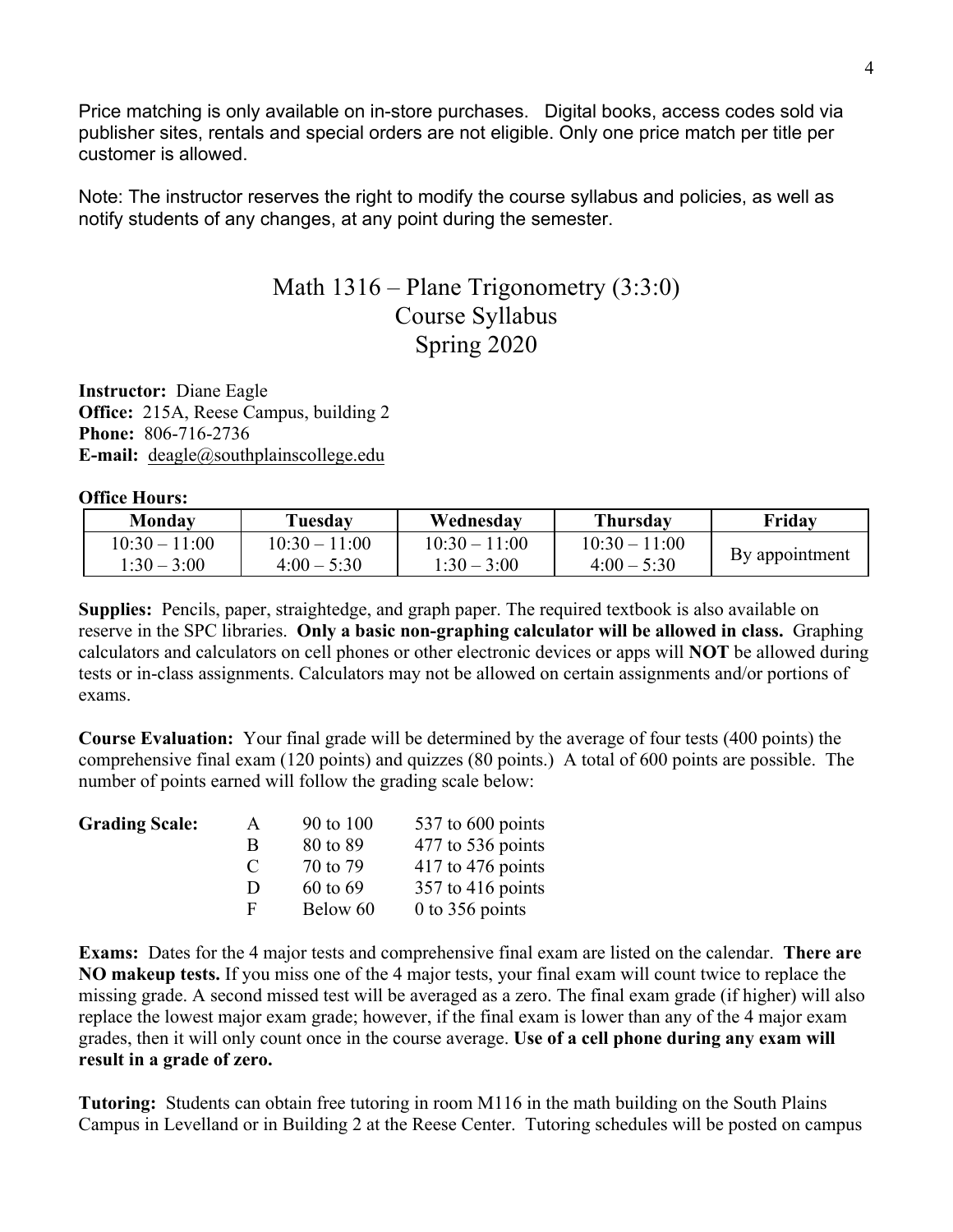Price matching is only available on in-store purchases. Digital books, access codes sold via publisher sites, rentals and special orders are not eligible. Only one price match per title per customer is allowed.

Note: The instructor reserves the right to modify the course syllabus and policies, as well as notify students of any changes, at any point during the semester.

# Math 1316 – Plane Trigonometry (3:3:0)
# Course Syllabus
# Spring 2020

**Instructor:** Diane Eagle
**Office:** 215A, Reese Campus, building 2
**Phone:** 806-716-2736
**E-mail:** deagle@southplainscollege.edu

**Office Hours:**

| Monday | Tuesday | Wednesday | Thursday | Friday |
|---|---|---|---|---|
| 10:30 – 11:00<br>1:30 – 3:00 | 10:30 – 11:00<br>4:00 – 5:30 | 10:30 – 11:00<br>1:30 – 3:00 | 10:30 – 11:00<br>4:00 – 5:30 | By appointment |

**Supplies:** Pencils, paper, straightedge, and graph paper. The required textbook is also available on reserve in the SPC libraries. **Only a basic non-graphing calculator will be allowed in class.** Graphing calculators and calculators on cell phones or other electronic devices or apps will **NOT** be allowed during tests or in-class assignments. Calculators may not be allowed on certain assignments and/or portions of exams.

**Course Evaluation:** Your final grade will be determined by the average of four tests (400 points) the comprehensive final exam (120 points) and quizzes (80 points.) A total of 600 points are possible. The number of points earned will follow the grading scale below:

**Grading Scale:**

| | | |
|---|---|---|
| A | 90 to 100 | 537 to 600 points |
| B | 80 to 89 | 477 to 536 points |
| C | 70 to 79 | 417 to 476 points |
| D | 60 to 69 | 357 to 416 points |
| F | Below 60 | 0 to 356 points |

**Exams:** Dates for the 4 major tests and comprehensive final exam are listed on the calendar. **There are NO makeup tests.** If you miss one of the 4 major tests, your final exam will count twice to replace the missing grade. A second missed test will be averaged as a zero. The final exam grade (if higher) will also replace the lowest major exam grade; however, if the final exam is lower than any of the 4 major exam grades, then it will only count once in the course average. **Use of a cell phone during any exam will result in a grade of zero.**

**Tutoring:** Students can obtain free tutoring in room M116 in the math building on the South Plains Campus in Levelland or in Building 2 at the Reese Center. Tutoring schedules will be posted on campus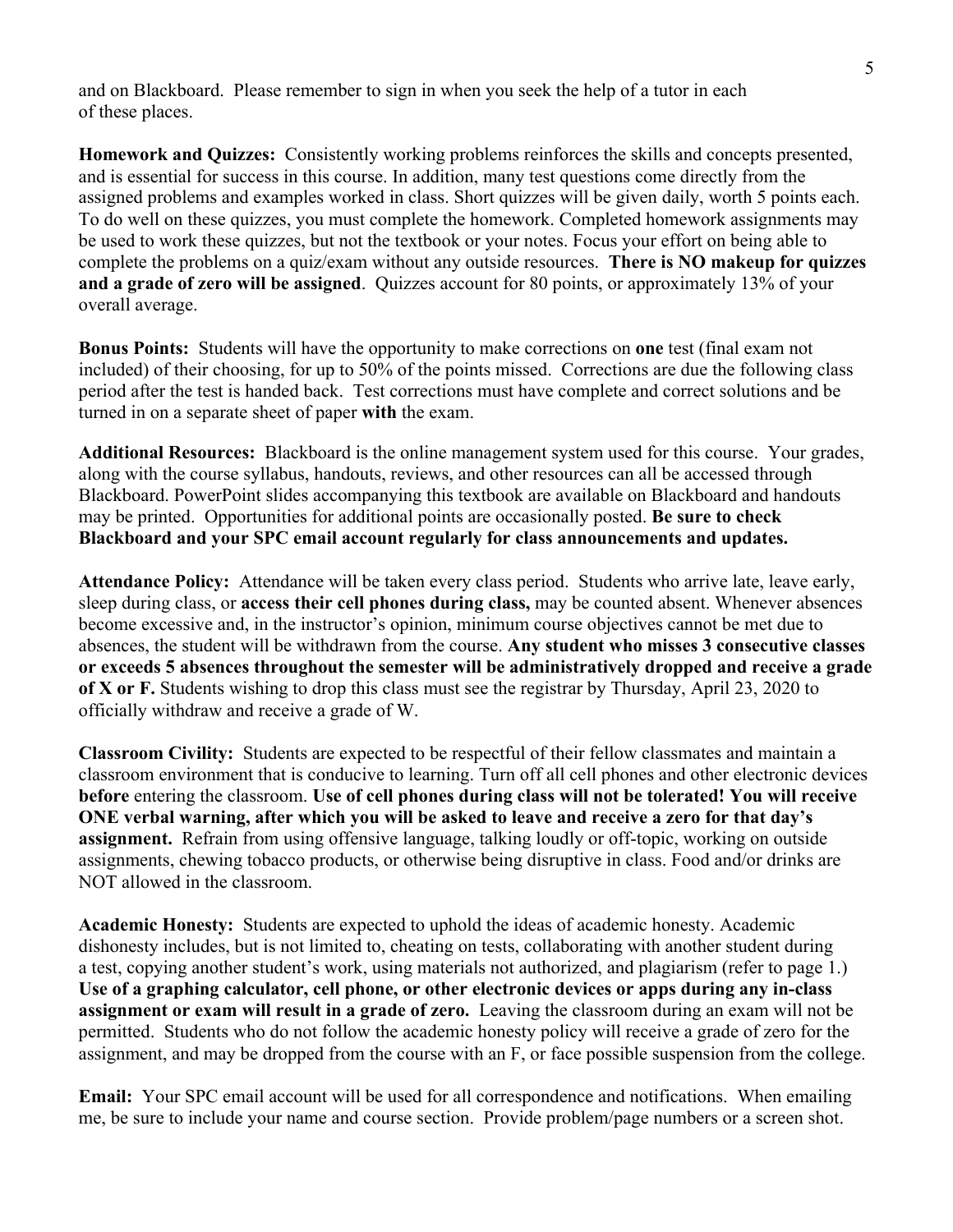and on Blackboard. Please remember to sign in when you seek the help of a tutor in each of these places.

**Homework and Quizzes:** Consistently working problems reinforces the skills and concepts presented, and is essential for success in this course. In addition, many test questions come directly from the assigned problems and examples worked in class. Short quizzes will be given daily, worth 5 points each. To do well on these quizzes, you must complete the homework. Completed homework assignments may be used to work these quizzes, but not the textbook or your notes. Focus your effort on being able to complete the problems on a quiz/exam without any outside resources. **There is NO makeup for quizzes and a grade of zero will be assigned**. Quizzes account for 80 points, or approximately 13% of your overall average.

**Bonus Points:** Students will have the opportunity to make corrections on **one** test (final exam not included) of their choosing, for up to 50% of the points missed. Corrections are due the following class period after the test is handed back. Test corrections must have complete and correct solutions and be turned in on a separate sheet of paper **with** the exam.

**Additional Resources:** Blackboard is the online management system used for this course. Your grades, along with the course syllabus, handouts, reviews, and other resources can all be accessed through Blackboard. PowerPoint slides accompanying this textbook are available on Blackboard and handouts may be printed. Opportunities for additional points are occasionally posted. **Be sure to check Blackboard and your SPC email account regularly for class announcements and updates.**

**Attendance Policy:** Attendance will be taken every class period. Students who arrive late, leave early, sleep during class, or **access their cell phones during class,** may be counted absent. Whenever absences become excessive and, in the instructor's opinion, minimum course objectives cannot be met due to absences, the student will be withdrawn from the course. **Any student who misses 3 consecutive classes or exceeds 5 absences throughout the semester will be administratively dropped and receive a grade of X or F.** Students wishing to drop this class must see the registrar by Thursday, April 23, 2020 to officially withdraw and receive a grade of W.

**Classroom Civility:** Students are expected to be respectful of their fellow classmates and maintain a classroom environment that is conducive to learning. Turn off all cell phones and other electronic devices **before** entering the classroom. **Use of cell phones during class will not be tolerated! You will receive ONE verbal warning, after which you will be asked to leave and receive a zero for that day's assignment.** Refrain from using offensive language, talking loudly or off-topic, working on outside assignments, chewing tobacco products, or otherwise being disruptive in class. Food and/or drinks are NOT allowed in the classroom.

**Academic Honesty:** Students are expected to uphold the ideas of academic honesty. Academic dishonesty includes, but is not limited to, cheating on tests, collaborating with another student during a test, copying another student's work, using materials not authorized, and plagiarism (refer to page 1.) **Use of a graphing calculator, cell phone, or other electronic devices or apps during any in-class assignment or exam will result in a grade of zero.** Leaving the classroom during an exam will not be permitted. Students who do not follow the academic honesty policy will receive a grade of zero for the assignment, and may be dropped from the course with an F, or face possible suspension from the college.

**Email:** Your SPC email account will be used for all correspondence and notifications. When emailing me, be sure to include your name and course section. Provide problem/page numbers or a screen shot.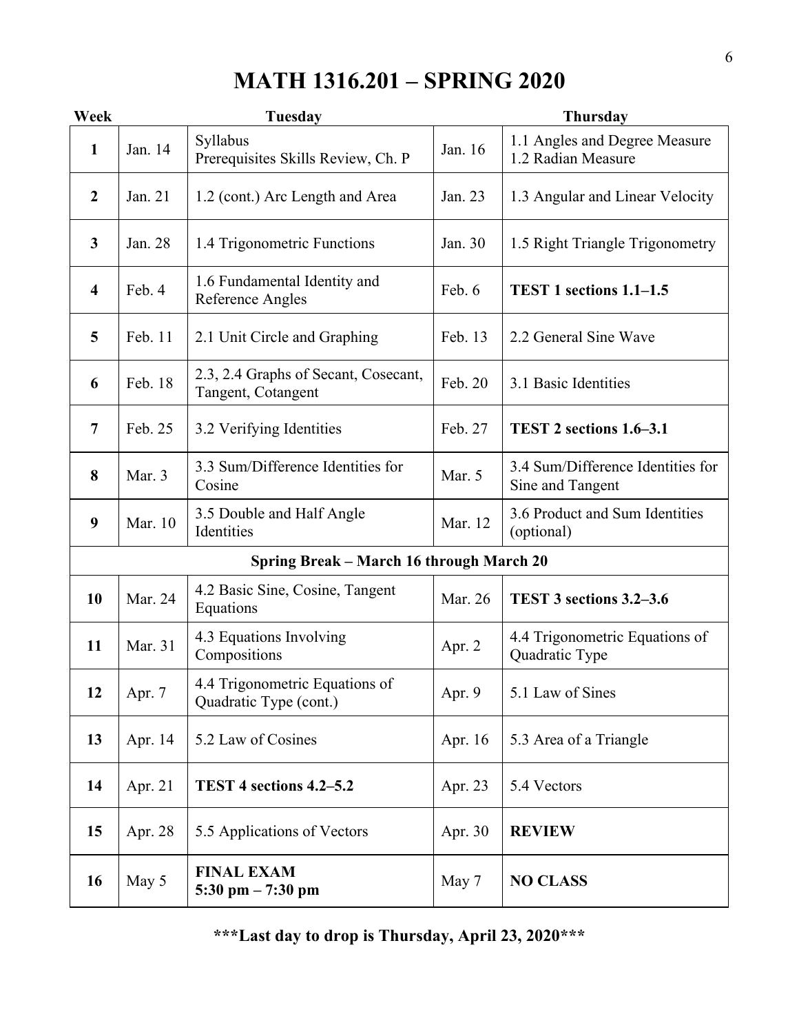# MATH 1316.201 – SPRING 2020

| Week | Tuesday | | Thursday | |
|---|---|---|---|---|
| **1** | Jan. 14 | Syllabus<br>Prerequisites Skills Review, Ch. P | Jan. 16 | 1.1 Angles and Degree Measure<br>1.2 Radian Measure |
| **2** | Jan. 21 | 1.2 (cont.) Arc Length and Area | Jan. 23 | 1.3 Angular and Linear Velocity |
| **3** | Jan. 28 | 1.4 Trigonometric Functions | Jan. 30 | 1.5 Right Triangle Trigonometry |
| **4** | Feb. 4 | 1.6 Fundamental Identity and Reference Angles | Feb. 6 | **TEST 1 sections 1.1–1.5** |
| **5** | Feb. 11 | 2.1 Unit Circle and Graphing | Feb. 13 | 2.2 General Sine Wave |
| **6** | Feb. 18 | 2.3, 2.4 Graphs of Secant, Cosecant, Tangent, Cotangent | Feb. 20 | 3.1 Basic Identities |
| **7** | Feb. 25 | 3.2 Verifying Identities | Feb. 27 | **TEST 2 sections 1.6–3.1** |
| **8** | Mar. 3 | 3.3 Sum/Difference Identities for Cosine | Mar. 5 | 3.4 Sum/Difference Identities for Sine and Tangent |
| **9** | Mar. 10 | 3.5 Double and Half Angle Identities | Mar. 12 | 3.6 Product and Sum Identities (optional) |
| **Spring Break – March 16 through March 20** | | | | |
| **10** | Mar. 24 | 4.2 Basic Sine, Cosine, Tangent Equations | Mar. 26 | **TEST 3 sections 3.2–3.6** |
| **11** | Mar. 31 | 4.3 Equations Involving Compositions | Apr. 2 | 4.4 Trigonometric Equations of Quadratic Type |
| **12** | Apr. 7 | 4.4 Trigonometric Equations of Quadratic Type (cont.) | Apr. 9 | 5.1 Law of Sines |
| **13** | Apr. 14 | 5.2 Law of Cosines | Apr. 16 | 5.3 Area of a Triangle |
| **14** | Apr. 21 | **TEST 4 sections 4.2–5.2** | Apr. 23 | 5.4 Vectors |
| **15** | Apr. 28 | 5.5 Applications of Vectors | Apr. 30 | **REVIEW** |
| **16** | May 5 | **FINAL EXAM**<br>**5:30 pm – 7:30 pm** | May 7 | **NO CLASS** |

**\*\*\*Last day to drop is Thursday, April 23, 2020\*\*\***